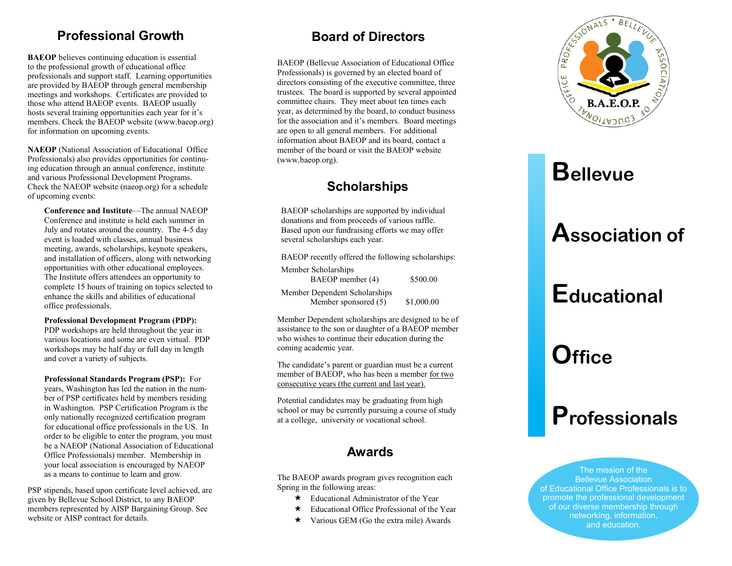## Professional Growth

**BAEOP** believes continuing education is essential to the professional growth of educational office professionals and support staff. Learning opportunities are provided by BAEOP through general membership meetings and workshops. Certificates are provided to those who attend BAEOP events. BAEOP usually hosts several training opportunities each year for it's members. Check the BAEOP website (www.baeop.org) for information on upcoming events.

**NAEOP** (National Association of Educational Office Professionals) also provides opportunities for continuing education through an annual conference, institute and various Professional Development Programs. Check the NAEOP website (naeop.org) for a schedule of upcoming events:

**Conference and Institute**—The annual NAEOP Conference and institute is held each summer in July and rotates around the country. The 4-5 day event is loaded with classes, annual business meeting, awards, scholarships, keynote speakers, and installation of officers, along with networking opportunities with other educational employees. The Institute offers attendees an opportunity to complete 15 hours of training on topics selected to enhance the skills and abilities of educational office professionals.

**Professional Development Program (PDP):** PDP workshops are held throughout the year in various locations and some are even virtual. PDP workshops may be half day or full day in length and cover a variety of subjects.

**Professional Standards Program (PSP):** For years, Washington has led the nation in the number of PSP certificates held by members residing in Washington. PSP Certification Program is the only nationally recognized certification program for educational office professionals in the US. In order to be eligible to enter the program, you must be a NAEOP (National Association of Educational Office Professionals) member. Membership in your local association is encouraged by NAEOP as a means to continue to learn and grow.

PSP stipends, based upon certificate level achieved, are given by Bellevue School District, to any BAEOP members represented by AISP Bargaining Group. See website or AISP contract for details.

## Board of Directors

BAEOP (Bellevue Association of Educational Office Professionals) is governed by an elected board of directors consisting of the executive committee, three trustees. The board is supported by several appointed committee chairs. They meet about ten times each year, as determined by the board, to conduct business for the association and it's members. Board meetings are open to all general members. For additional information about BAEOP and its board, contact a member of the board or visit the BAEOP website (www.baeop.org).

## Scholarships

BAEOP scholarships are supported by individual donations and from proceeds of various raffle. Based upon our fundraising efforts we may offer several scholarships each year.

BAEOP recently offered the following scholarships:

| Scholarship | Amount |
|---|---|
| **Member Scholarships** | |
| BAEOP member (4) | $500.00 |
| **Member Dependent Scholarships** | |
| Member sponsored (5) | $1,000.00 |

Member Dependent scholarships are designed to be of assistance to the son or daughter of a BAEOP member who wishes to continue their education during the coming academic year.

The candidate's parent or guardian must be a current member of BAEOP, who has been a member <u>for two consecutive years (the current and last year).</u>

Potential candidates may be graduating from high school or may be currently pursuing a course of study at a college, university or vocational school.

## Awards

The BAEOP awards program gives recognition each Spring in the following areas:

- ★ Educational Administrator of the Year
- ★ Educational Office Professional of the Year
- ★ Various GEM (Go the extra mile) Awards

PROFESSIONALS • BELLEVUE ASSOCIATION OF EDUCATIONAL OFFICE

B.A.E.O.P.

# **B**ellevue **A**ssociation of **E**ducational **O**ffice **P**rofessionals

The mission of the Bellevue Association of Educational Office Professionals is to promote the professional development of our diverse membership through networking, information, and education.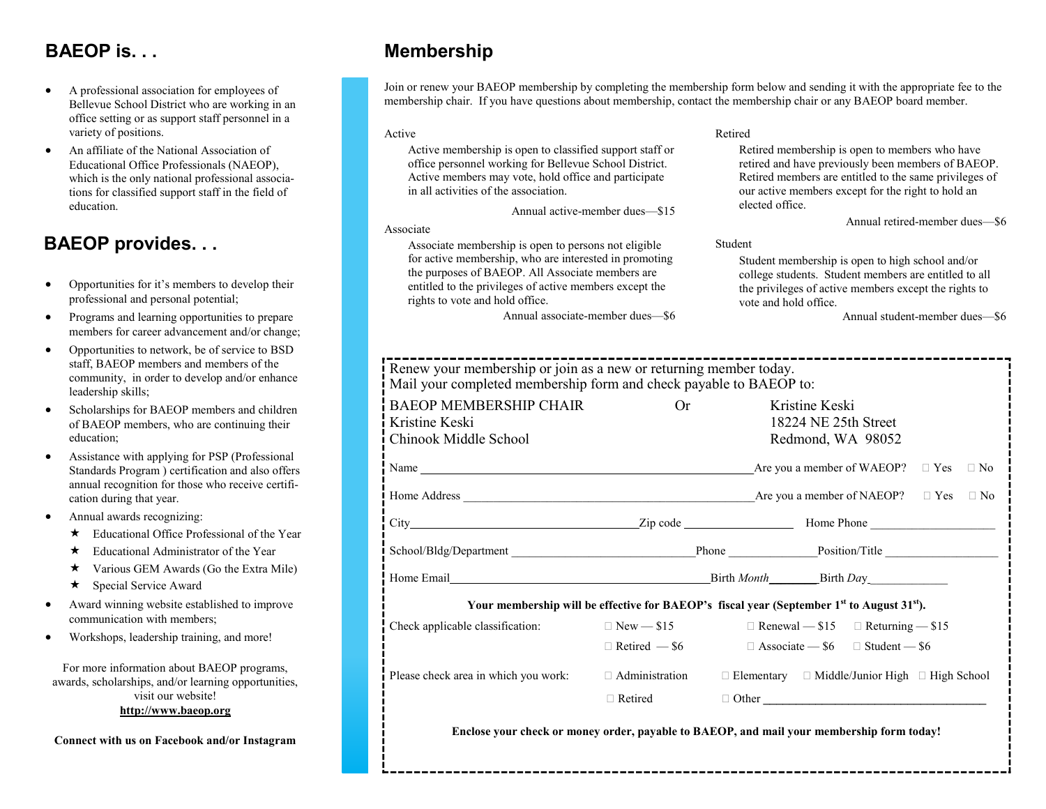## BAEOP is. . .

- A professional association for employees of Bellevue School District who are working in an office setting or as support staff personnel in a variety of positions.
- An affiliate of the National Association of Educational Office Professionals (NAEOP), which is the only national professional associations for classified support staff in the field of education.

## BAEOP provides. . .

- Opportunities for it's members to develop their professional and personal potential;
- Programs and learning opportunities to prepare members for career advancement and/or change;
- Opportunities to network, be of service to BSD staff, BAEOP members and members of the community, in order to develop and/or enhance leadership skills;
- Scholarships for BAEOP members and children of BAEOP members, who are continuing their education;
- Assistance with applying for PSP (Professional Standards Program ) certification and also offers annual recognition for those who receive certification during that year.
- Annual awards recognizing:
  - ★ Educational Office Professional of the Year
  - ★ Educational Administrator of the Year
  - ★ Various GEM Awards (Go the Extra Mile)
  - ★ Special Service Award
- Award winning website established to improve communication with members;
- Workshops, leadership training, and more!

For more information about BAEOP programs, awards, scholarships, and/or learning opportunities, visit our website!

**http://www.baeop.org**

**Connect with us on Facebook and/or Instagram**

## Membership

Join or renew your BAEOP membership by completing the membership form below and sending it with the appropriate fee to the membership chair. If you have questions about membership, contact the membership chair or any BAEOP board member.

Active

Active membership is open to classified support staff or office personnel working for Bellevue School District. Active members may vote, hold office and participate in all activities of the association.

Annual active-member dues—$15

Associate

Associate membership is open to persons not eligible for active membership, who are interested in promoting the purposes of BAEOP. All Associate members are entitled to the privileges of active members except the rights to vote and hold office.

Annual associate-member dues—$6

Retired

Retired membership is open to members who have retired and have previously been members of BAEOP. Retired members are entitled to the same privileges of our active members except for the right to hold an elected office.

Annual retired-member dues—$6

Student

Student membership is open to high school and/or college students. Student members are entitled to all the privileges of active members except the rights to vote and hold office.

Annual student-member dues—$6

Renew your membership or join as a new or returning member today.
Mail your completed membership form and check payable to BAEOP to:

BAEOP MEMBERSHIP CHAIR
Kristine Keski
Chinook Middle School

Or

Kristine Keski
18224 NE 25th Street
Redmond, WA 98052

Name ______________________ Are you a member of WAEOP? ☐ Yes ☐ No

Home Address ______________________ Are you a member of NAEOP? ☐ Yes ☐ No

City ______________ Zip code __________ Home Phone ____________

School/Bldg/Department ______________ Phone __________ Position/Title ____________

Home Email ______________ Birth *Month* ________ Birth *Day* ____________

**Your membership will be effective for BAEOP's fiscal year (September 1st to August 31st).**

Check applicable classification: ☐ New — $15 ☐ Renewal — $15 ☐ Returning — $15
☐ Retired — $6 ☐ Associate — $6 ☐ Student — $6

Please check area in which you work: ☐ Administration ☐ Elementary ☐ Middle/Junior High ☐ High School
☐ Retired ☐ Other ______________________

**Enclose your check or money order, payable to BAEOP, and mail your membership form today!**